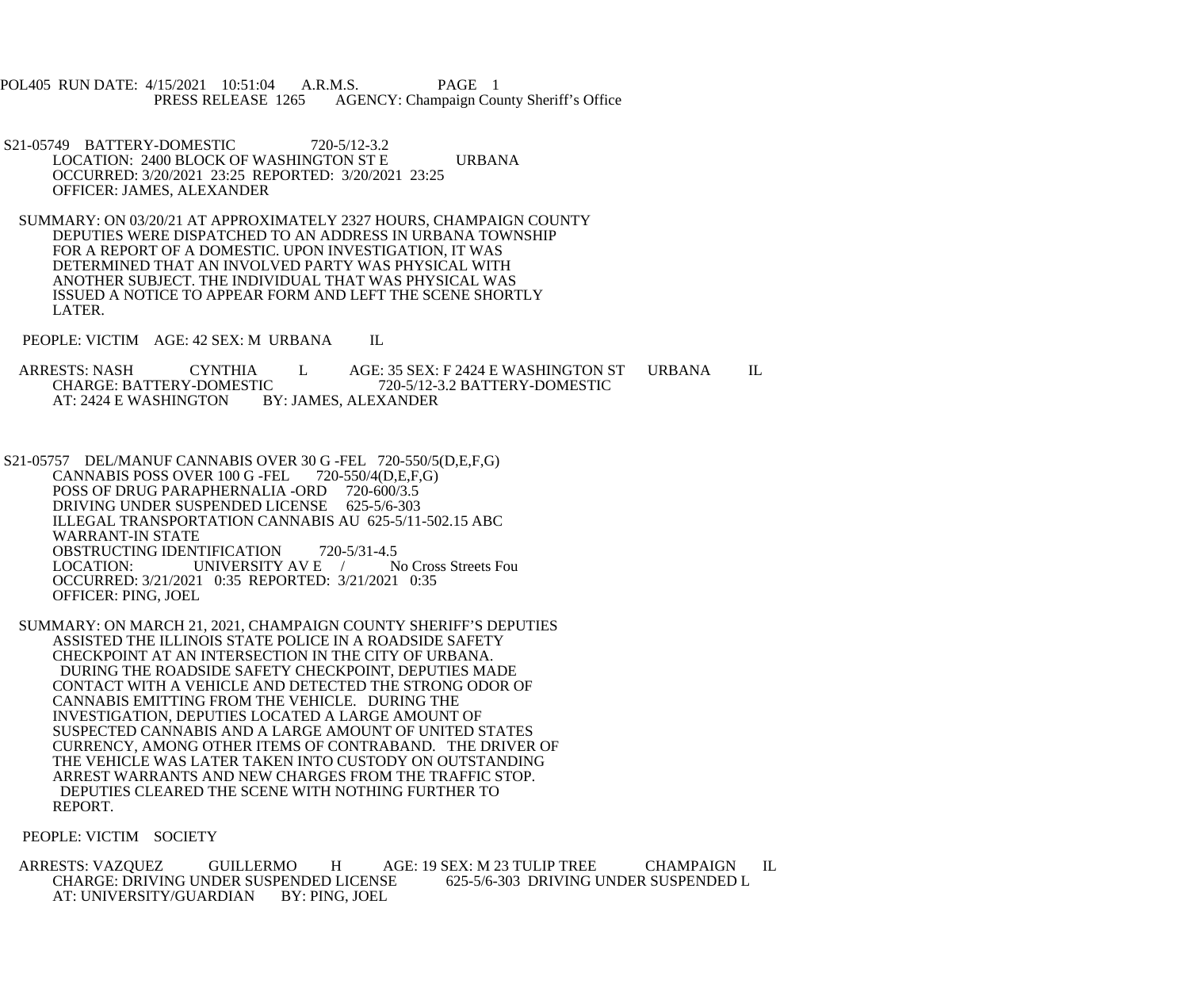POL405 RUN DATE: 4/15/2021 10:51:04 A.R.M.S. PAGE 1
PRESS RELEASE 1265 AGENCY: Champaign County Sheriff's Office

S21-05749 BATTERY-DOMESTIC 720-5/12-3.2
LOCATION: 2400 BLOCK OF WASHINGTON ST E URBANA
OCCURRED: 3/20/2021 23:25 REPORTED: 3/20/2021 23:25
OFFICER: JAMES, ALEXANDER

SUMMARY: ON 03/20/21 AT APPROXIMATELY 2327 HOURS, CHAMPAIGN COUNTY DEPUTIES WERE DISPATCHED TO AN ADDRESS IN URBANA TOWNSHIP FOR A REPORT OF A DOMESTIC. UPON INVESTIGATION, IT WAS DETERMINED THAT AN INVOLVED PARTY WAS PHYSICAL WITH ANOTHER SUBJECT. THE INDIVIDUAL THAT WAS PHYSICAL WAS ISSUED A NOTICE TO APPEAR FORM AND LEFT THE SCENE SHORTLY LATER.

PEOPLE: VICTIM AGE: 42 SEX: M URBANA IL

ARRESTS: NASH CYNTHIA L AGE: 35 SEX: F 2424 E WASHINGTON ST URBANA IL
CHARGE: BATTERY-DOMESTIC 720-5/12-3.2 BATTERY-DOMESTIC
AT: 2424 E WASHINGTON BY: JAMES, ALEXANDER

S21-05757 DEL/MANUF CANNABIS OVER 30 G -FEL 720-550/5(D,E,F,G)
CANNABIS POSS OVER 100 G -FEL 720-550/4(D,E,F,G)
POSS OF DRUG PARAPHERNALIA -ORD 720-600/3.5
DRIVING UNDER SUSPENDED LICENSE 625-5/6-303
ILLEGAL TRANSPORTATION CANNABIS AU 625-5/11-502.15 ABC
WARRANT-IN STATE
OBSTRUCTING IDENTIFICATION 720-5/31-4.5
LOCATION: UNIVERSITY AV E / No Cross Streets Fou
OCCURRED: 3/21/2021 0:35 REPORTED: 3/21/2021 0:35
OFFICER: PING, JOEL

SUMMARY: ON MARCH 21, 2021, CHAMPAIGN COUNTY SHERIFF'S DEPUTIES ASSISTED THE ILLINOIS STATE POLICE IN A ROADSIDE SAFETY CHECKPOINT AT AN INTERSECTION IN THE CITY OF URBANA. DURING THE ROADSIDE SAFETY CHECKPOINT, DEPUTIES MADE CONTACT WITH A VEHICLE AND DETECTED THE STRONG ODOR OF CANNABIS EMITTING FROM THE VEHICLE. DURING THE INVESTIGATION, DEPUTIES LOCATED A LARGE AMOUNT OF SUSPECTED CANNABIS AND A LARGE AMOUNT OF UNITED STATES CURRENCY, AMONG OTHER ITEMS OF CONTRABAND. THE DRIVER OF THE VEHICLE WAS LATER TAKEN INTO CUSTODY ON OUTSTANDING ARREST WARRANTS AND NEW CHARGES FROM THE TRAFFIC STOP. DEPUTIES CLEARED THE SCENE WITH NOTHING FURTHER TO REPORT.

PEOPLE: VICTIM SOCIETY

ARRESTS: VAZQUEZ GUILLERMO H AGE: 19 SEX: M 23 TULIP TREE CHAMPAIGN IL
CHARGE: DRIVING UNDER SUSPENDED LICENSE 625-5/6-303 DRIVING UNDER SUSPENDED L
AT: UNIVERSITY/GUARDIAN BY: PING, JOEL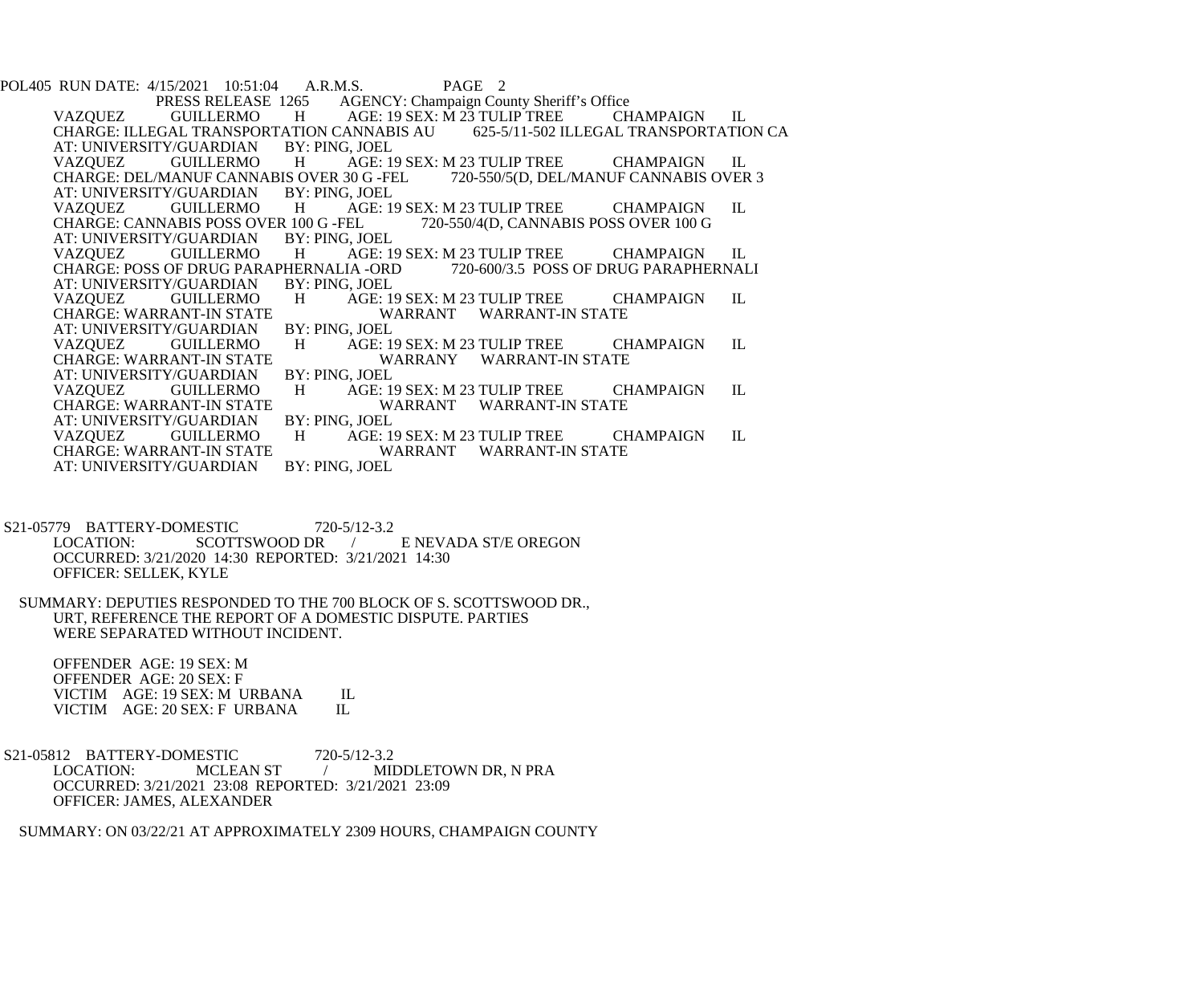PRESS RELEASE 1265 AGENCY: Champaign County Sheriff's Office

VAZQUEZ GUILLERMO H AGE: 19 SEX: M 23 TULIP TREE CHAMPAIGN IL
CHARGE: ILLEGAL TRANSPORTATION CANNABIS AU 625-5/11-502 ILLEGAL TRANSPORTATION CA
AT: UNIVERSITY/GUARDIAN BY: PING, JOEL

VAZQUEZ GUILLERMO H AGE: 19 SEX: M 23 TULIP TREE CHAMPAIGN IL
CHARGE: DEL/MANUF CANNABIS OVER 30 G -FEL 720-550/5(D, DEL/MANUF CANNABIS OVER 3
AT: UNIVERSITY/GUARDIAN BY: PING, JOEL

VAZQUEZ GUILLERMO H AGE: 19 SEX: M 23 TULIP TREE CHAMPAIGN IL
CHARGE: CANNABIS POSS OVER 100 G -FEL 720-550/4(D, CANNABIS POSS OVER 100 G
AT: UNIVERSITY/GUARDIAN BY: PING, JOEL

VAZQUEZ GUILLERMO H AGE: 19 SEX: M 23 TULIP TREE CHAMPAIGN IL
CHARGE: POSS OF DRUG PARAPHERNALIA -ORD 720-600/3.5 POSS OF DRUG PARAPHERNALI
AT: UNIVERSITY/GUARDIAN BY: PING, JOEL

VAZQUEZ GUILLERMO H AGE: 19 SEX: M 23 TULIP TREE CHAMPAIGN IL
CHARGE: WARRANT-IN STATE WARRANT WARRANT-IN STATE
AT: UNIVERSITY/GUARDIAN BY: PING, JOEL

VAZQUEZ GUILLERMO H AGE: 19 SEX: M 23 TULIP TREE CHAMPAIGN IL
CHARGE: WARRANT-IN STATE WARRANY WARRANT-IN STATE
AT: UNIVERSITY/GUARDIAN BY: PING, JOEL

VAZQUEZ GUILLERMO H AGE: 19 SEX: M 23 TULIP TREE CHAMPAIGN IL
CHARGE: WARRANT-IN STATE WARRANT WARRANT-IN STATE
AT: UNIVERSITY/GUARDIAN BY: PING, JOEL

VAZQUEZ GUILLERMO H AGE: 19 SEX: M 23 TULIP TREE CHAMPAIGN IL
CHARGE: WARRANT-IN STATE WARRANT WARRANT-IN STATE
AT: UNIVERSITY/GUARDIAN BY: PING, JOEL

S21-05779 BATTERY-DOMESTIC 720-5/12-3.2
LOCATION: SCOTTSWOOD DR / E NEVADA ST/E OREGON
OCCURRED: 3/21/2020 14:30 REPORTED: 3/21/2021 14:30
OFFICER: SELLEK, KYLE

SUMMARY: DEPUTIES RESPONDED TO THE 700 BLOCK OF S. SCOTTSWOOD DR., URT, REFERENCE THE REPORT OF A DOMESTIC DISPUTE. PARTIES WERE SEPARATED WITHOUT INCIDENT.

OFFENDER AGE: 19 SEX: M
OFFENDER AGE: 20 SEX: F
VICTIM AGE: 19 SEX: M URBANA IL
VICTIM AGE: 20 SEX: F URBANA IL

S21-05812 BATTERY-DOMESTIC 720-5/12-3.2
LOCATION: MCLEAN ST / MIDDLETOWN DR, N PRA
OCCURRED: 3/21/2021 23:08 REPORTED: 3/21/2021 23:09
OFFICER: JAMES, ALEXANDER

SUMMARY: ON 03/22/21 AT APPROXIMATELY 2309 HOURS, CHAMPAIGN COUNTY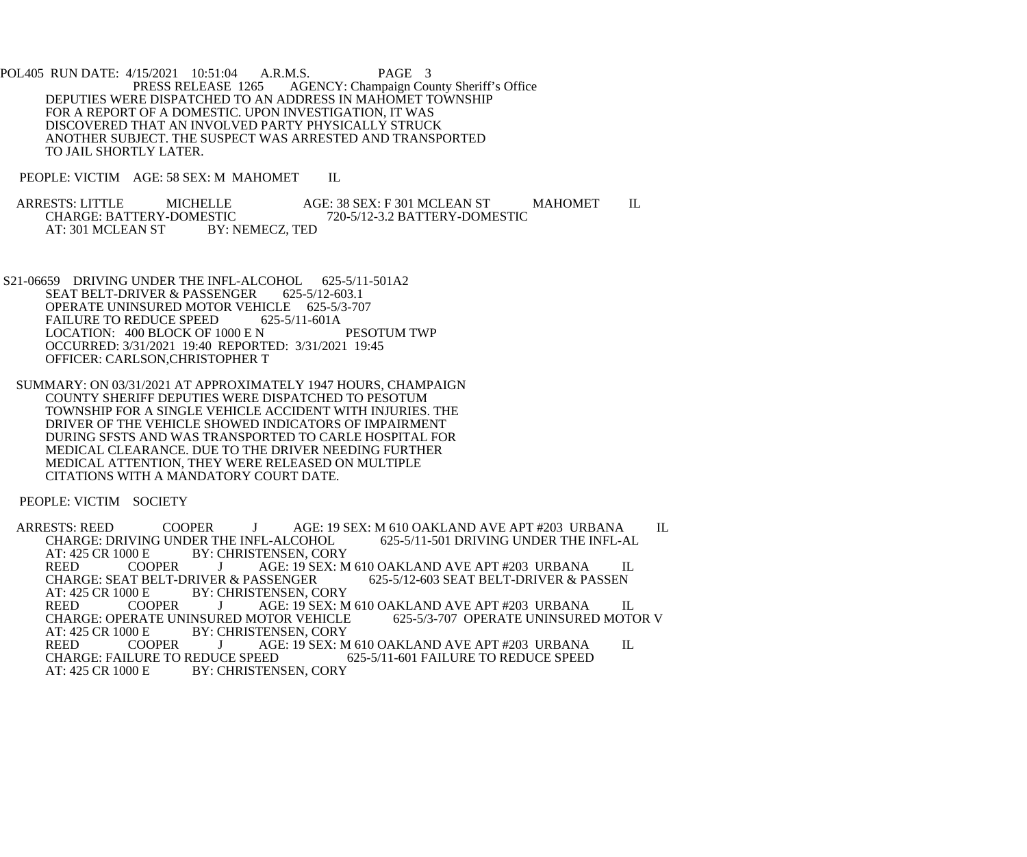PRESS RELEASE 1265 AGENCY: Champaign County Sheriff's Office

DEPUTIES WERE DISPATCHED TO AN ADDRESS IN MAHOMET TOWNSHIP FOR A REPORT OF A DOMESTIC. UPON INVESTIGATION, IT WAS DISCOVERED THAT AN INVOLVED PARTY PHYSICALLY STRUCK ANOTHER SUBJECT. THE SUSPECT WAS ARRESTED AND TRANSPORTED TO JAIL SHORTLY LATER.

PEOPLE: VICTIM AGE: 58 SEX: M MAHOMET IL

ARRESTS: LITTLE MICHELLE AGE: 38 SEX: F 301 MCLEAN ST MAHOMET IL
CHARGE: BATTERY-DOMESTIC 720-5/12-3.2 BATTERY-DOMESTIC
AT: 301 MCLEAN ST BY: NEMECZ, TED

S21-06659 DRIVING UNDER THE INFL-ALCOHOL 625-5/11-501A2
SEAT BELT-DRIVER & PASSENGER 625-5/12-603.1
OPERATE UNINSURED MOTOR VEHICLE 625-5/3-707
FAILURE TO REDUCE SPEED 625-5/11-601A
LOCATION: 400 BLOCK OF 1000 E N PESOTUM TWP
OCCURRED: 3/31/2021 19:40 REPORTED: 3/31/2021 19:45
OFFICER: CARLSON,CHRISTOPHER T

SUMMARY: ON 03/31/2021 AT APPROXIMATELY 1947 HOURS, CHAMPAIGN COUNTY SHERIFF DEPUTIES WERE DISPATCHED TO PESOTUM TOWNSHIP FOR A SINGLE VEHICLE ACCIDENT WITH INJURIES. THE DRIVER OF THE VEHICLE SHOWED INDICATORS OF IMPAIRMENT DURING SFSTS AND WAS TRANSPORTED TO CARLE HOSPITAL FOR MEDICAL CLEARANCE. DUE TO THE DRIVER NEEDING FURTHER MEDICAL ATTENTION, THEY WERE RELEASED ON MULTIPLE CITATIONS WITH A MANDATORY COURT DATE.

PEOPLE: VICTIM SOCIETY

ARRESTS: REED COOPER J AGE: 19 SEX: M 610 OAKLAND AVE APT #203 URBANA IL
CHARGE: DRIVING UNDER THE INFL-ALCOHOL 625-5/11-501 DRIVING UNDER THE INFL-AL
AT: 425 CR 1000 E BY: CHRISTENSEN, CORY
REED COOPER J AGE: 19 SEX: M 610 OAKLAND AVE APT #203 URBANA IL
CHARGE: SEAT BELT-DRIVER & PASSENGER 625-5/12-603 SEAT BELT-DRIVER & PASSEN
AT: 425 CR 1000 E BY: CHRISTENSEN, CORY
REED COOPER J AGE: 19 SEX: M 610 OAKLAND AVE APT #203 URBANA IL
CHARGE: OPERATE UNINSURED MOTOR VEHICLE 625-5/3-707 OPERATE UNINSURED MOTOR V
AT: 425 CR 1000 E BY: CHRISTENSEN, CORY
REED COOPER J AGE: 19 SEX: M 610 OAKLAND AVE APT #203 URBANA IL
CHARGE: FAILURE TO REDUCE SPEED 625-5/11-601 FAILURE TO REDUCE SPEED
AT: 425 CR 1000 E BY: CHRISTENSEN, CORY